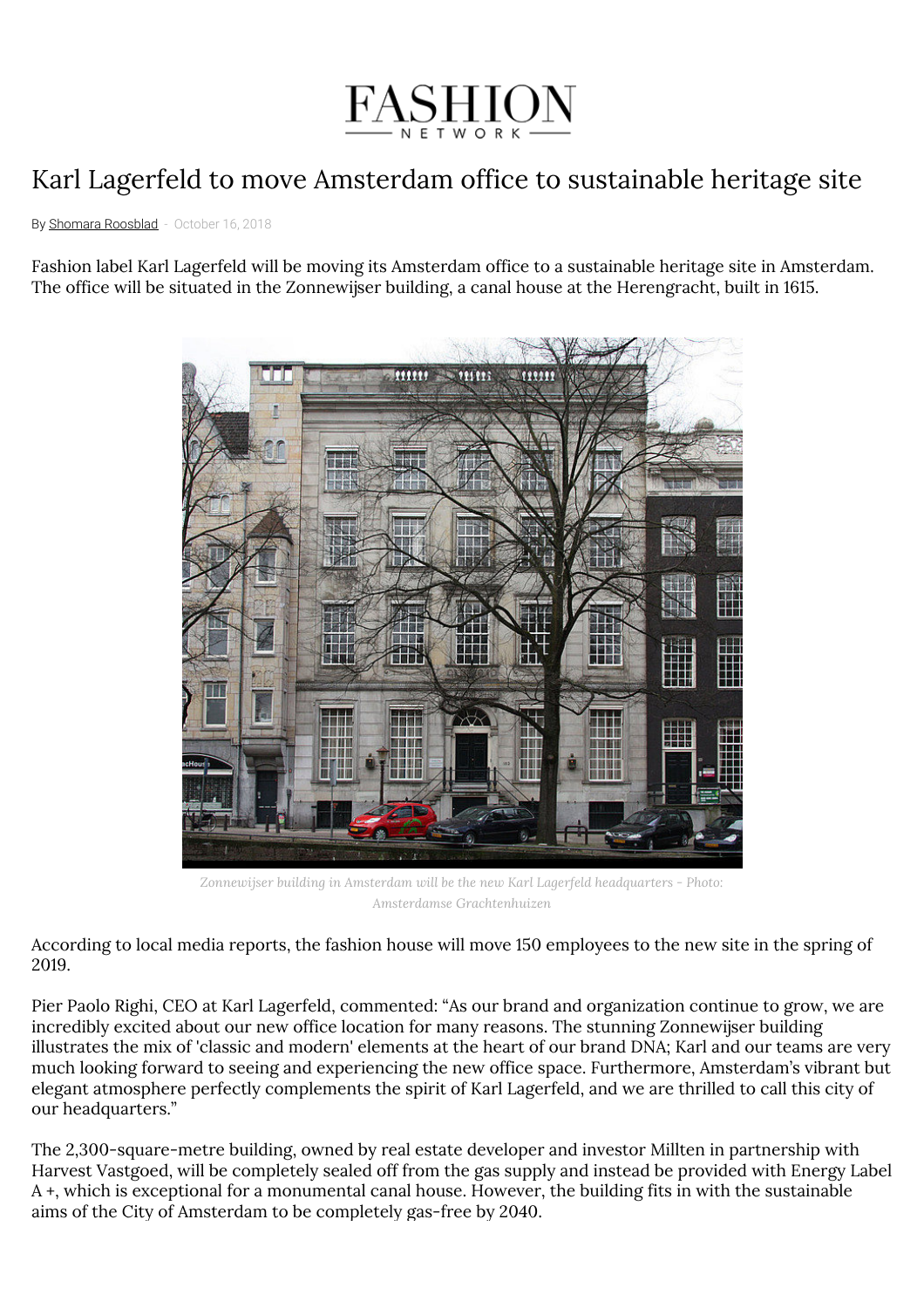# Karl Lagerfeld to move Amsterdam office to sustainable heritage site

By Shomara Roosblad - October 16, 2018

Fashion label Karl Lagerfeld will be moving its Amsterdam office to a sustainable heritage site in Amsterdam. The office will be situated in the Zonnewijser building, a canal house at the Herengracht, built in 1615.

*Zonnewijser building in Amsterdam will be the new Karl Lagerfeld headquarters - Photo: Amsterdamse Grachtenhuizen*

According to local media reports, the fashion house will move 150 employees to the new site in the spring of 2019.

Pier Paolo Righi, CEO at Karl Lagerfeld, commented: "As our brand and organization continue to grow, we are incredibly excited about our new office location for many reasons. The stunning Zonnewijser building illustrates the mix of 'classic and modern' elements at the heart of our brand DNA; Karl and our teams are very much looking forward to seeing and experiencing the new office space. Furthermore, Amsterdam's vibrant but elegant atmosphere perfectly complements the spirit of Karl Lagerfeld, and we are thrilled to call this city of our headquarters."

The 2,300-square-metre building, owned by real estate developer and investor Millten in partnership with Harvest Vastgoed, will be completely sealed off from the gas supply and instead be provided with Energy Label A +, which is exceptional for a monumental canal house. However, the building fits in with the sustainable aims of the City of Amsterdam to be completely gas-free by 2040.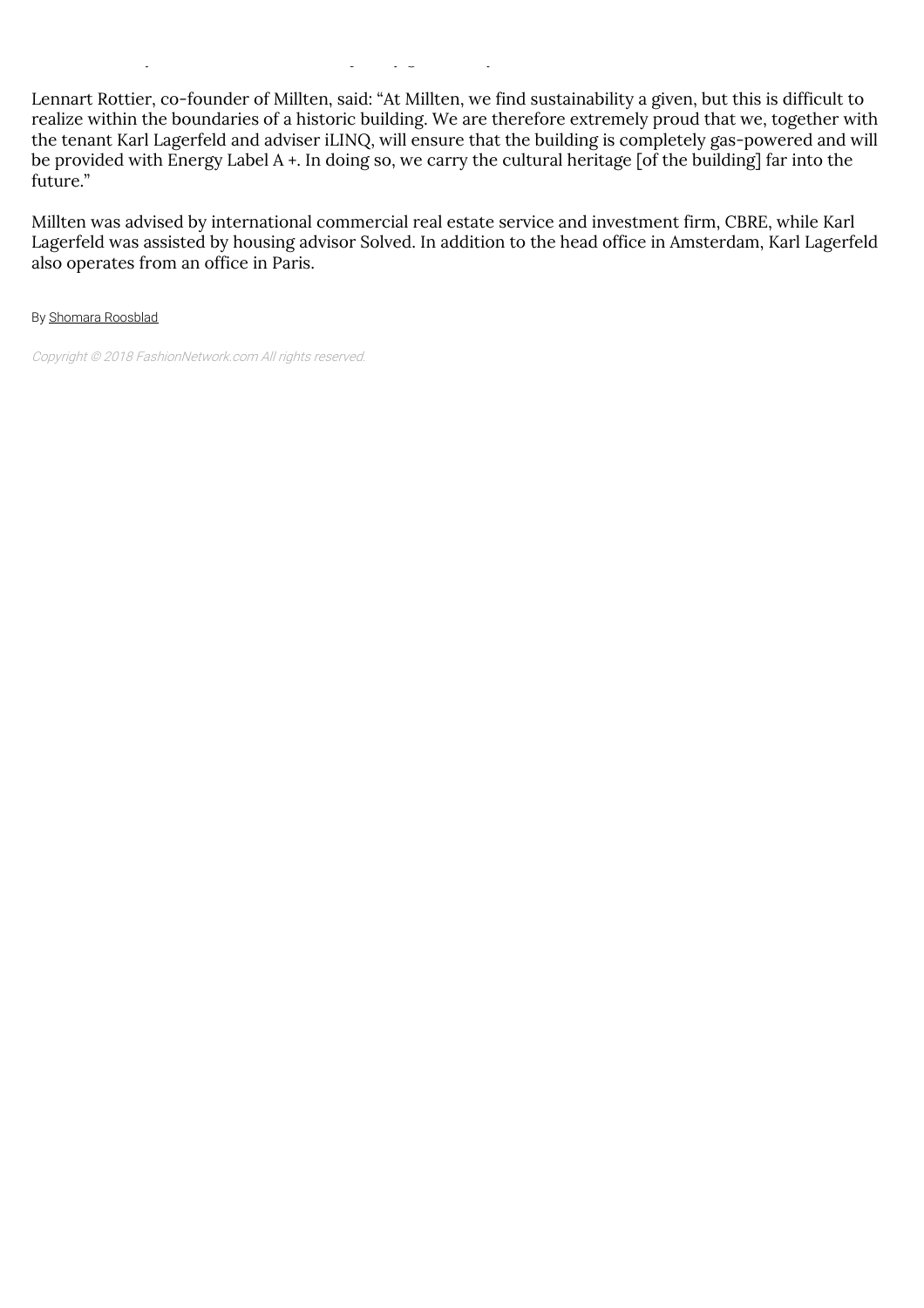Lennart Rottier, co-founder of Millten, said: “At Millten, we find sustainability a given, but this is difficult to realize within the boundaries of a historic building. We are therefore extremely proud that we, together with the tenant Karl Lagerfeld and adviser iLINQ, will ensure that the building is completely gas-powered and will be provided with Energy Label A +. In doing so, we carry the cultural heritage [of the building] far into the future.”

Millten was advised by international commercial real estate service and investment firm, CBRE, while Karl Lagerfeld was assisted by housing advisor Solved. In addition to the head office in Amsterdam, Karl Lagerfeld also operates from an office in Paris.

By Shomara Roosblad

*Copyright © 2018 FashionNetwork.com All rights reserved.*